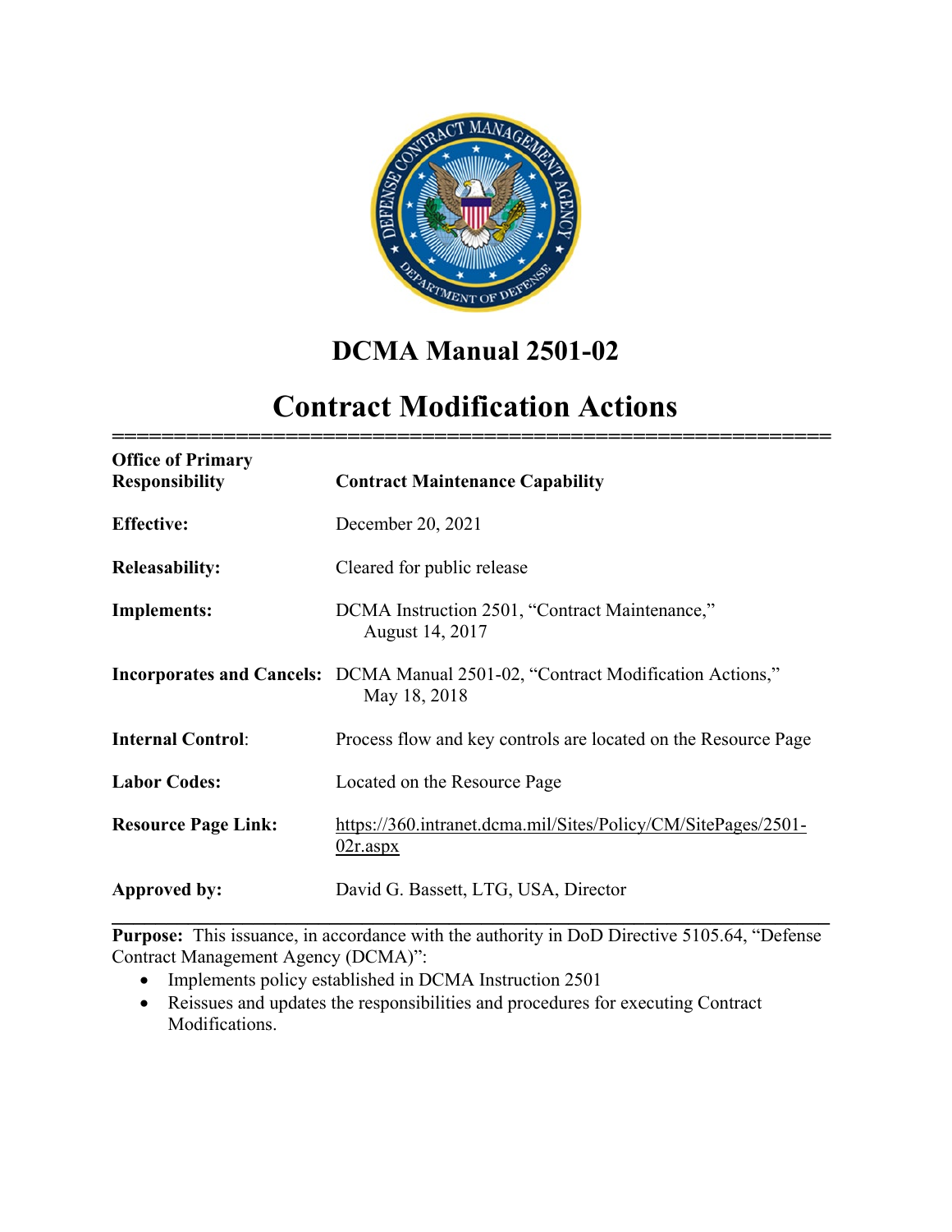# DCMA Manual 2501-02

# Contract Modification Actions

| | |
|---|---|
| **Office of Primary Responsibility** | **Contract Maintenance Capability** |
| **Effective:** | December 20, 2021 |
| **Releasability:** | Cleared for public release |
| **Implements:** | DCMA Instruction 2501, "Contract Maintenance," August 14, 2017 |
| **Incorporates and Cancels:** | DCMA Manual 2501-02, "Contract Modification Actions," May 18, 2018 |
| **Internal Control:** | Process flow and key controls are located on the Resource Page |
| **Labor Codes:** | Located on the Resource Page |
| **Resource Page Link:** | https://360.intranet.dcma.mil/Sites/Policy/CM/SitePages/2501-02r.aspx |
| **Approved by:** | David G. Bassett, LTG, USA, Director |

---

**Purpose:** This issuance, in accordance with the authority in DoD Directive 5105.64, "Defense Contract Management Agency (DCMA)":

- Implements policy established in DCMA Instruction 2501
- Reissues and updates the responsibilities and procedures for executing Contract Modifications.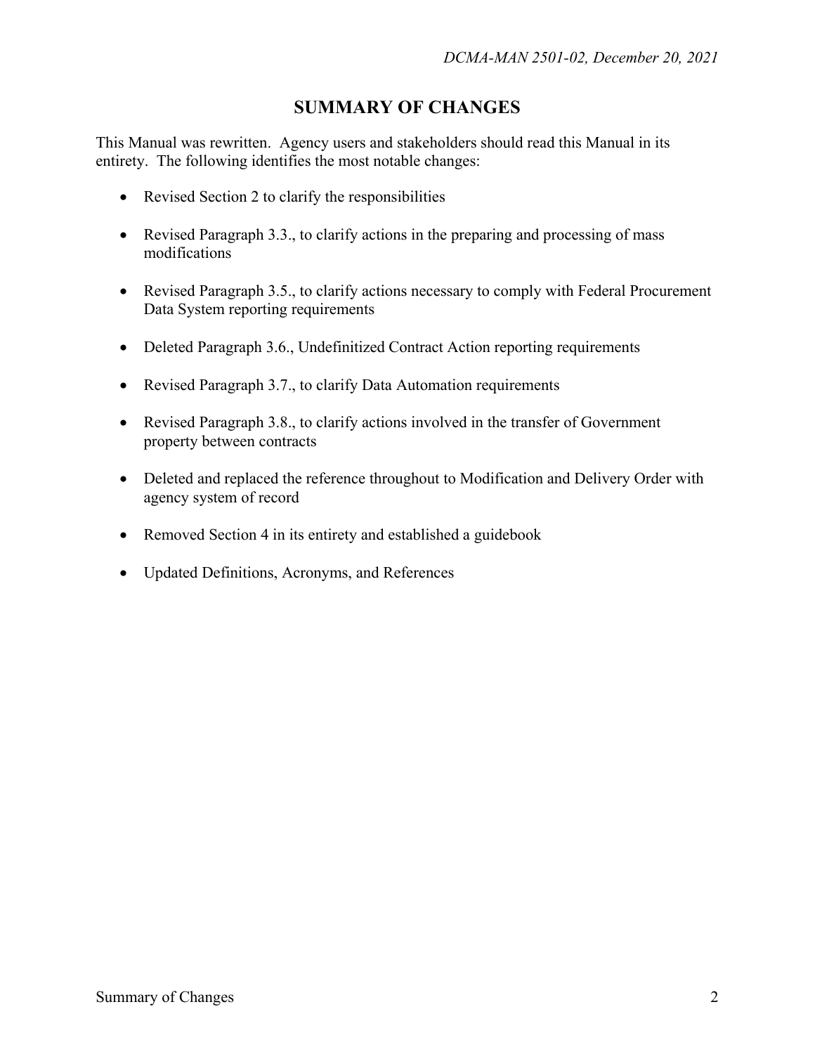## SUMMARY OF CHANGES

This Manual was rewritten. Agency users and stakeholders should read this Manual in its entirety. The following identifies the most notable changes:

- Revised Section 2 to clarify the responsibilities
- Revised Paragraph 3.3., to clarify actions in the preparing and processing of mass modifications
- Revised Paragraph 3.5., to clarify actions necessary to comply with Federal Procurement Data System reporting requirements
- Deleted Paragraph 3.6., Undefinitized Contract Action reporting requirements
- Revised Paragraph 3.7., to clarify Data Automation requirements
- Revised Paragraph 3.8., to clarify actions involved in the transfer of Government property between contracts
- Deleted and replaced the reference throughout to Modification and Delivery Order with agency system of record
- Removed Section 4 in its entirety and established a guidebook
- Updated Definitions, Acronyms, and References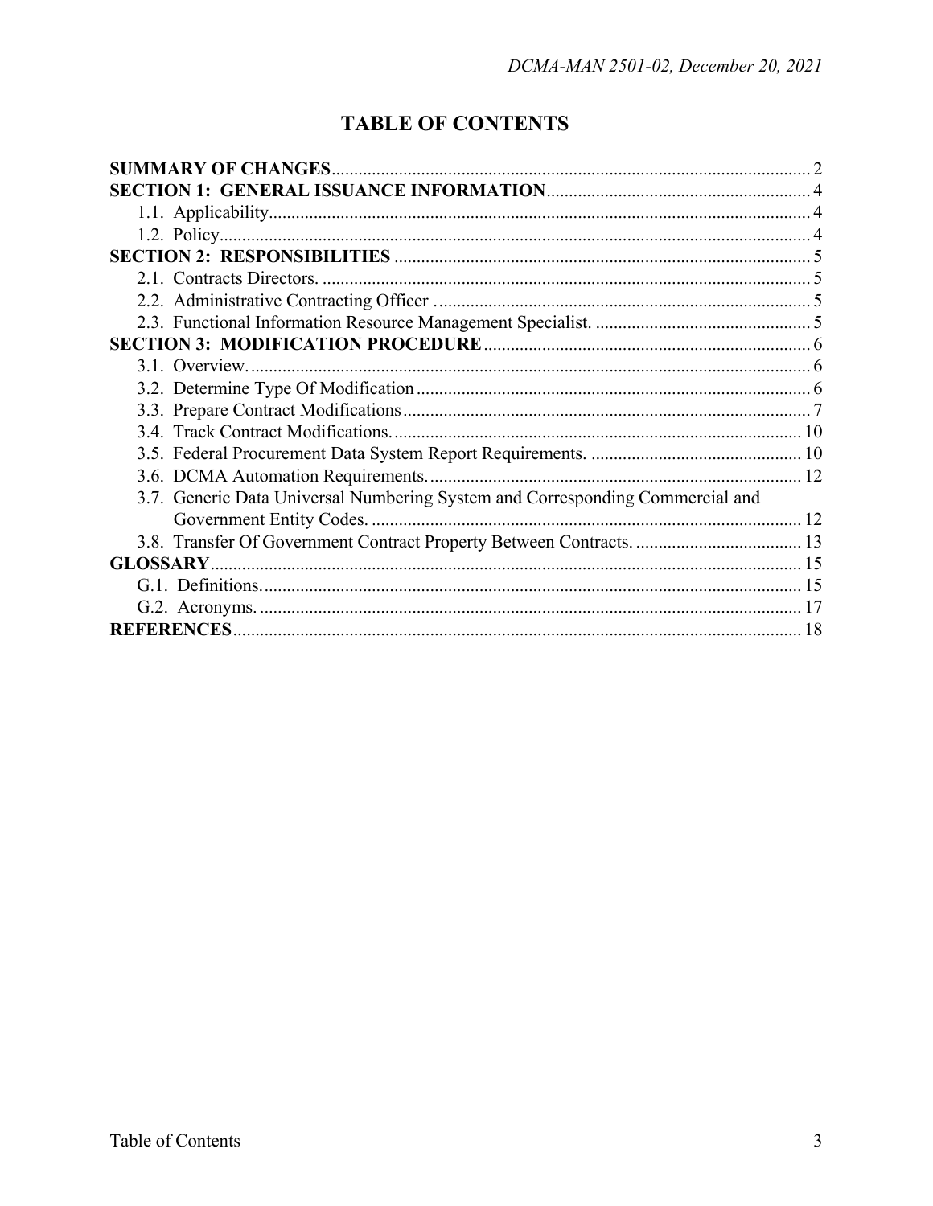# TABLE OF CONTENTS

**SUMMARY OF CHANGES** ........ 2
**SECTION 1: GENERAL ISSUANCE INFORMATION** ........ 4
- 1.1. Applicability ........ 4
- 1.2. Policy ........ 4

**SECTION 2: RESPONSIBILITIES** ........ 5
- 2.1. Contracts Directors. ........ 5
- 2.2. Administrative Contracting Officer ........ 5
- 2.3. Functional Information Resource Management Specialist. ........ 5

**SECTION 3: MODIFICATION PROCEDURE** ........ 6
- 3.1. Overview. ........ 6
- 3.2. Determine Type Of Modification ........ 6
- 3.3. Prepare Contract Modifications ........ 7
- 3.4. Track Contract Modifications. ........ 10
- 3.5. Federal Procurement Data System Report Requirements. ........ 10
- 3.6. DCMA Automation Requirements. ........ 12
- 3.7. Generic Data Universal Numbering System and Corresponding Commercial and Government Entity Codes. ........ 12
- 3.8. Transfer Of Government Contract Property Between Contracts. ........ 13

**GLOSSARY** ........ 15
- G.1. Definitions. ........ 15
- G.2. Acronyms. ........ 17

**REFERENCES** ........ 18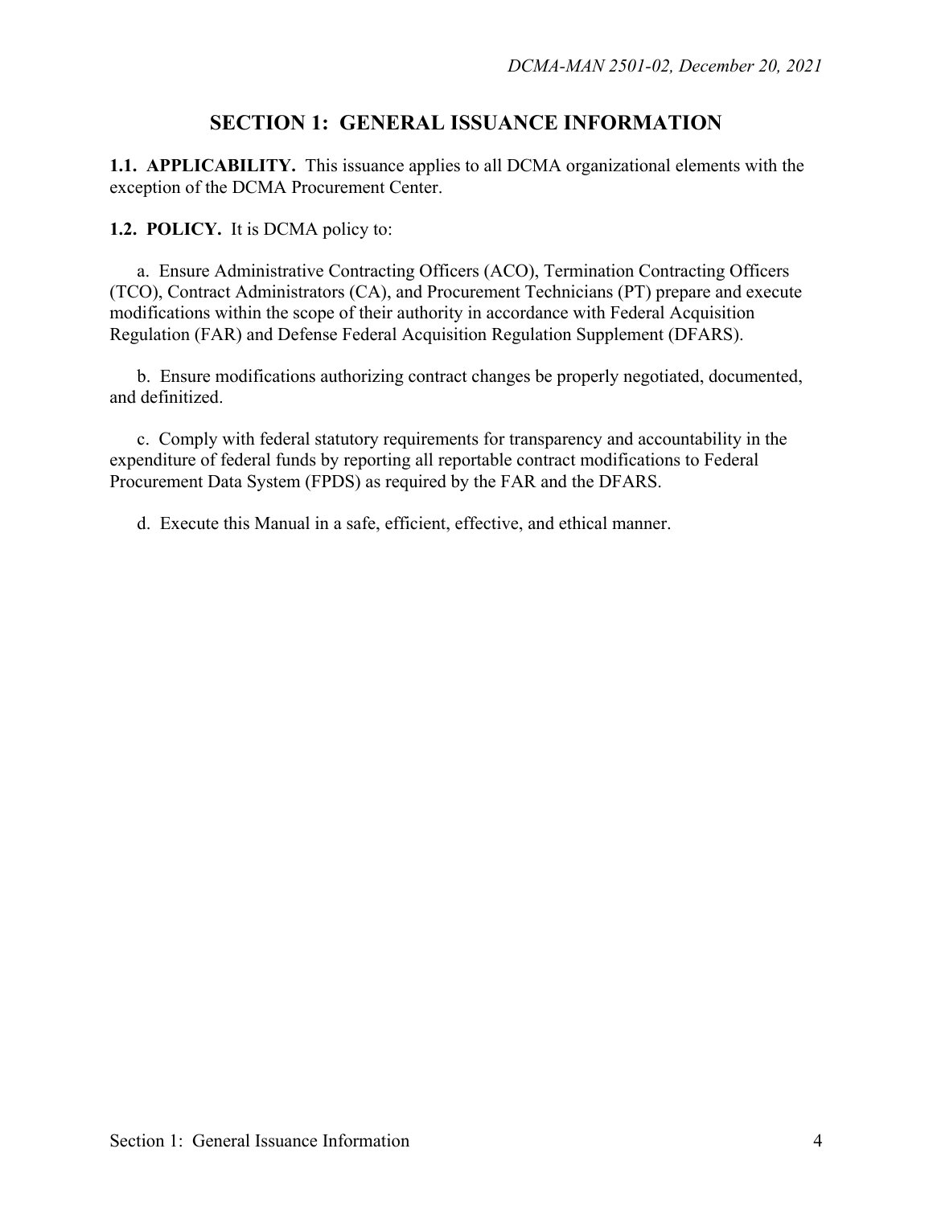## SECTION 1: GENERAL ISSUANCE INFORMATION

**1.1. APPLICABILITY.** This issuance applies to all DCMA organizational elements with the exception of the DCMA Procurement Center.

**1.2. POLICY.** It is DCMA policy to:

a. Ensure Administrative Contracting Officers (ACO), Termination Contracting Officers (TCO), Contract Administrators (CA), and Procurement Technicians (PT) prepare and execute modifications within the scope of their authority in accordance with Federal Acquisition Regulation (FAR) and Defense Federal Acquisition Regulation Supplement (DFARS).

b. Ensure modifications authorizing contract changes be properly negotiated, documented, and definitized.

c. Comply with federal statutory requirements for transparency and accountability in the expenditure of federal funds by reporting all reportable contract modifications to Federal Procurement Data System (FPDS) as required by the FAR and the DFARS.

d. Execute this Manual in a safe, efficient, effective, and ethical manner.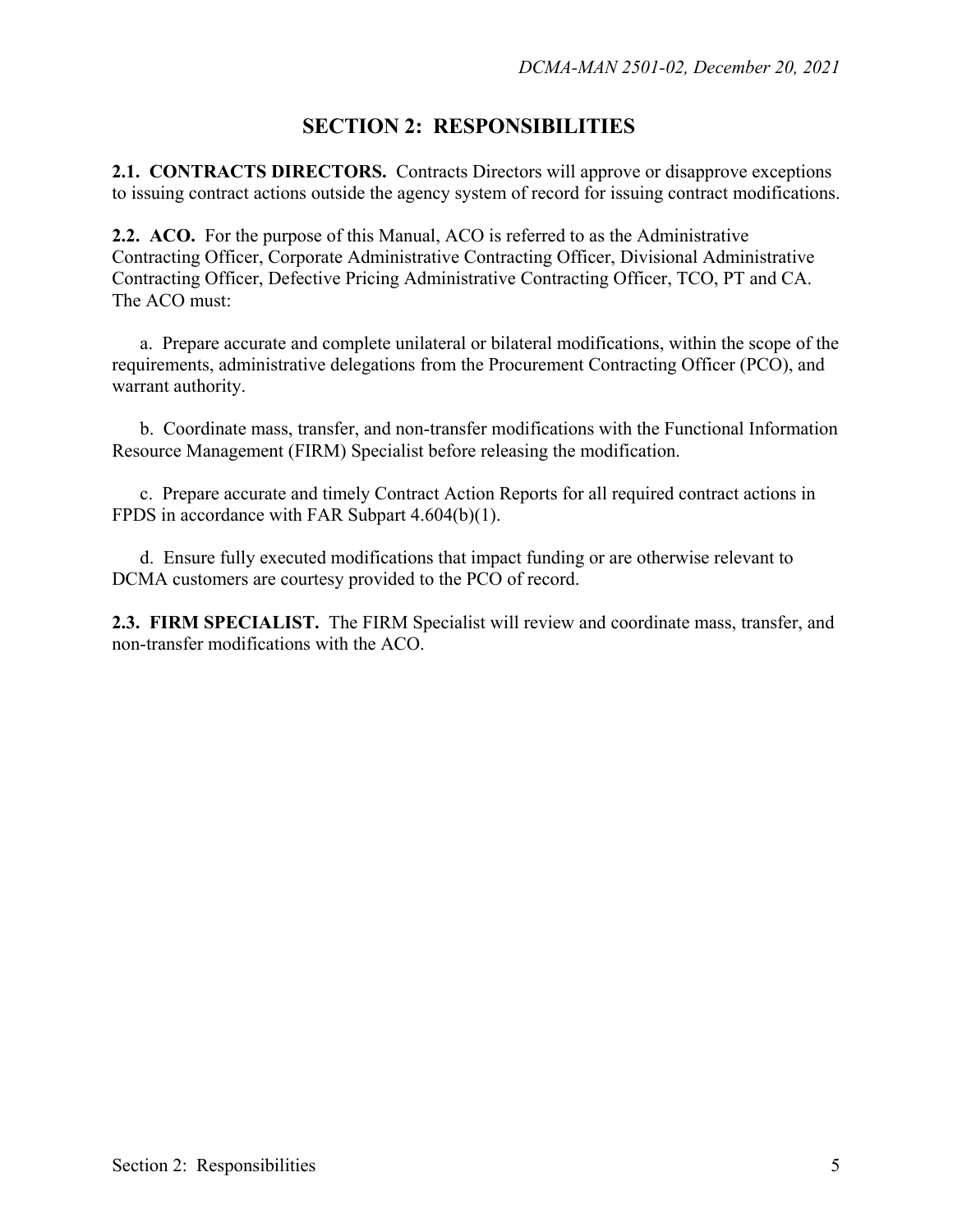# SECTION 2: RESPONSIBILITIES

**2.1. CONTRACTS DIRECTORS.** Contracts Directors will approve or disapprove exceptions to issuing contract actions outside the agency system of record for issuing contract modifications.

**2.2. ACO.** For the purpose of this Manual, ACO is referred to as the Administrative Contracting Officer, Corporate Administrative Contracting Officer, Divisional Administrative Contracting Officer, Defective Pricing Administrative Contracting Officer, TCO, PT and CA. The ACO must:

a. Prepare accurate and complete unilateral or bilateral modifications, within the scope of the requirements, administrative delegations from the Procurement Contracting Officer (PCO), and warrant authority.

b. Coordinate mass, transfer, and non-transfer modifications with the Functional Information Resource Management (FIRM) Specialist before releasing the modification.

c. Prepare accurate and timely Contract Action Reports for all required contract actions in FPDS in accordance with FAR Subpart 4.604(b)(1).

d. Ensure fully executed modifications that impact funding or are otherwise relevant to DCMA customers are courtesy provided to the PCO of record.

**2.3. FIRM SPECIALIST.** The FIRM Specialist will review and coordinate mass, transfer, and non-transfer modifications with the ACO.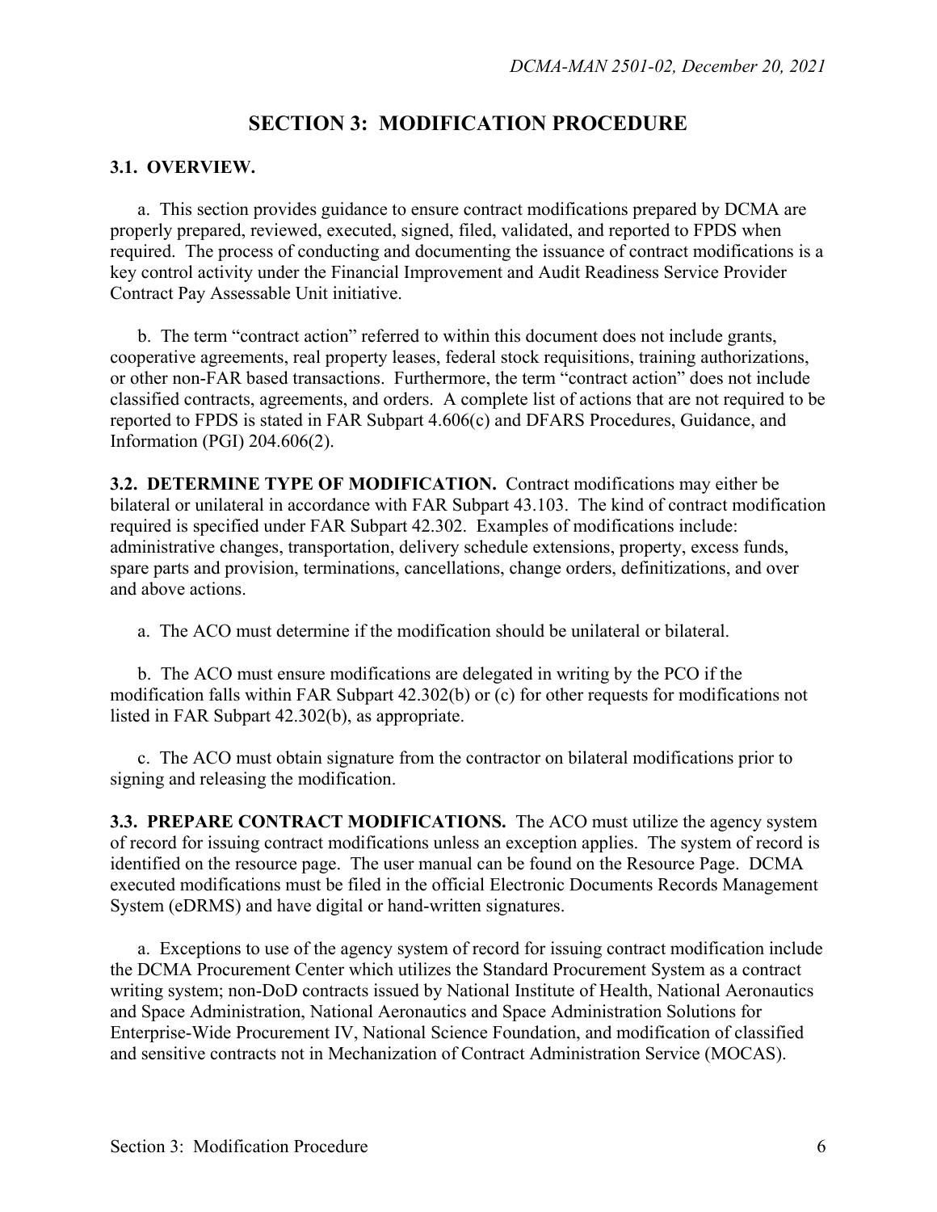## SECTION 3: MODIFICATION PROCEDURE

**3.1. OVERVIEW.**

a. This section provides guidance to ensure contract modifications prepared by DCMA are properly prepared, reviewed, executed, signed, filed, validated, and reported to FPDS when required. The process of conducting and documenting the issuance of contract modifications is a key control activity under the Financial Improvement and Audit Readiness Service Provider Contract Pay Assessable Unit initiative.

b. The term "contract action" referred to within this document does not include grants, cooperative agreements, real property leases, federal stock requisitions, training authorizations, or other non-FAR based transactions. Furthermore, the term "contract action" does not include classified contracts, agreements, and orders. A complete list of actions that are not required to be reported to FPDS is stated in FAR Subpart 4.606(c) and DFARS Procedures, Guidance, and Information (PGI) 204.606(2).

**3.2. DETERMINE TYPE OF MODIFICATION.** Contract modifications may either be bilateral or unilateral in accordance with FAR Subpart 43.103. The kind of contract modification required is specified under FAR Subpart 42.302. Examples of modifications include: administrative changes, transportation, delivery schedule extensions, property, excess funds, spare parts and provision, terminations, cancellations, change orders, definitizations, and over and above actions.

a. The ACO must determine if the modification should be unilateral or bilateral.

b. The ACO must ensure modifications are delegated in writing by the PCO if the modification falls within FAR Subpart 42.302(b) or (c) for other requests for modifications not listed in FAR Subpart 42.302(b), as appropriate.

c. The ACO must obtain signature from the contractor on bilateral modifications prior to signing and releasing the modification.

**3.3. PREPARE CONTRACT MODIFICATIONS.** The ACO must utilize the agency system of record for issuing contract modifications unless an exception applies. The system of record is identified on the resource page. The user manual can be found on the Resource Page. DCMA executed modifications must be filed in the official Electronic Documents Records Management System (eDRMS) and have digital or hand-written signatures.

a. Exceptions to use of the agency system of record for issuing contract modification include the DCMA Procurement Center which utilizes the Standard Procurement System as a contract writing system; non-DoD contracts issued by National Institute of Health, National Aeronautics and Space Administration, National Aeronautics and Space Administration Solutions for Enterprise-Wide Procurement IV, National Science Foundation, and modification of classified and sensitive contracts not in Mechanization of Contract Administration Service (MOCAS).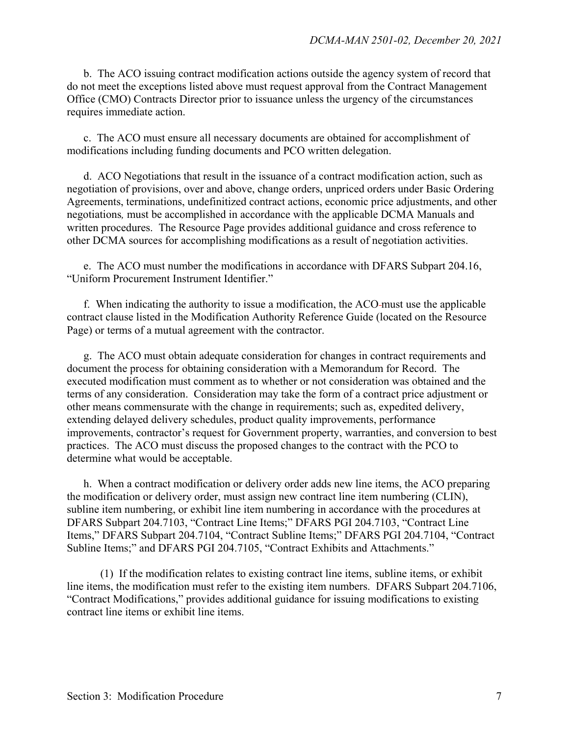b. The ACO issuing contract modification actions outside the agency system of record that do not meet the exceptions listed above must request approval from the Contract Management Office (CMO) Contracts Director prior to issuance unless the urgency of the circumstances requires immediate action.

c. The ACO must ensure all necessary documents are obtained for accomplishment of modifications including funding documents and PCO written delegation.

d. ACO Negotiations that result in the issuance of a contract modification action, such as negotiation of provisions, over and above, change orders, unpriced orders under Basic Ordering Agreements, terminations, undefinitized contract actions, economic price adjustments, and other negotiations*,* must be accomplished in accordance with the applicable DCMA Manuals and written procedures. The Resource Page provides additional guidance and cross reference to other DCMA sources for accomplishing modifications as a result of negotiation activities.

e. The ACO must number the modifications in accordance with DFARS Subpart 204.16, "Uniform Procurement Instrument Identifier."

f. When indicating the authority to issue a modification, the ACO must use the applicable contract clause listed in the Modification Authority Reference Guide (located on the Resource Page) or terms of a mutual agreement with the contractor.

g. The ACO must obtain adequate consideration for changes in contract requirements and document the process for obtaining consideration with a Memorandum for Record. The executed modification must comment as to whether or not consideration was obtained and the terms of any consideration. Consideration may take the form of a contract price adjustment or other means commensurate with the change in requirements; such as, expedited delivery, extending delayed delivery schedules, product quality improvements, performance improvements, contractor's request for Government property, warranties, and conversion to best practices. The ACO must discuss the proposed changes to the contract with the PCO to determine what would be acceptable.

h. When a contract modification or delivery order adds new line items, the ACO preparing the modification or delivery order, must assign new contract line item numbering (CLIN), subline item numbering, or exhibit line item numbering in accordance with the procedures at DFARS Subpart 204.7103, "Contract Line Items;" DFARS PGI 204.7103, "Contract Line Items," DFARS Subpart 204.7104, "Contract Subline Items;" DFARS PGI 204.7104, "Contract Subline Items;" and DFARS PGI 204.7105, "Contract Exhibits and Attachments."

(1) If the modification relates to existing contract line items, subline items, or exhibit line items, the modification must refer to the existing item numbers. DFARS Subpart 204.7106, "Contract Modifications," provides additional guidance for issuing modifications to existing contract line items or exhibit line items.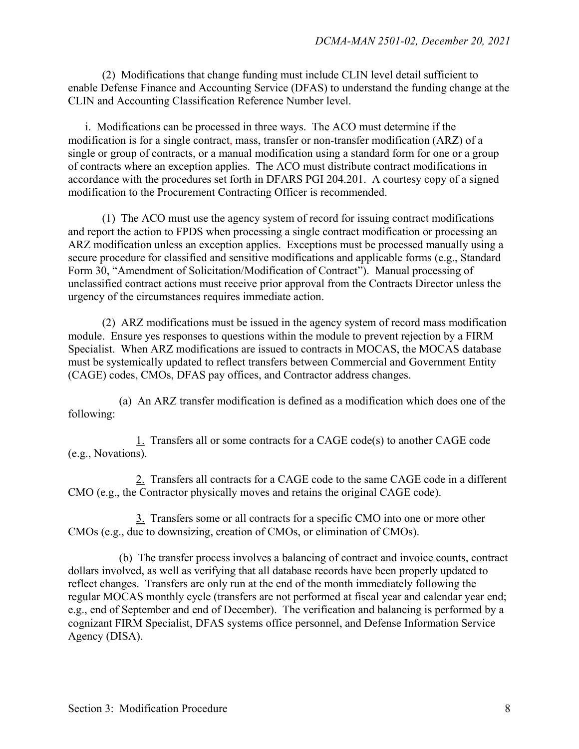(2) Modifications that change funding must include CLIN level detail sufficient to enable Defense Finance and Accounting Service (DFAS) to understand the funding change at the CLIN and Accounting Classification Reference Number level.

i. Modifications can be processed in three ways. The ACO must determine if the modification is for a single contract, mass, transfer or non-transfer modification (ARZ) of a single or group of contracts, or a manual modification using a standard form for one or a group of contracts where an exception applies. The ACO must distribute contract modifications in accordance with the procedures set forth in DFARS PGI 204.201. A courtesy copy of a signed modification to the Procurement Contracting Officer is recommended.

(1) The ACO must use the agency system of record for issuing contract modifications and report the action to FPDS when processing a single contract modification or processing an ARZ modification unless an exception applies. Exceptions must be processed manually using a secure procedure for classified and sensitive modifications and applicable forms (e.g., Standard Form 30, "Amendment of Solicitation/Modification of Contract"). Manual processing of unclassified contract actions must receive prior approval from the Contracts Director unless the urgency of the circumstances requires immediate action.

(2) ARZ modifications must be issued in the agency system of record mass modification module. Ensure yes responses to questions within the module to prevent rejection by a FIRM Specialist. When ARZ modifications are issued to contracts in MOCAS, the MOCAS database must be systemically updated to reflect transfers between Commercial and Government Entity (CAGE) codes, CMOs, DFAS pay offices, and Contractor address changes.

(a) An ARZ transfer modification is defined as a modification which does one of the following:

1. Transfers all or some contracts for a CAGE code(s) to another CAGE code (e.g., Novations).

2. Transfers all contracts for a CAGE code to the same CAGE code in a different CMO (e.g., the Contractor physically moves and retains the original CAGE code).

3. Transfers some or all contracts for a specific CMO into one or more other CMOs (e.g., due to downsizing, creation of CMOs, or elimination of CMOs).

(b) The transfer process involves a balancing of contract and invoice counts, contract dollars involved, as well as verifying that all database records have been properly updated to reflect changes. Transfers are only run at the end of the month immediately following the regular MOCAS monthly cycle (transfers are not performed at fiscal year and calendar year end; e.g., end of September and end of December). The verification and balancing is performed by a cognizant FIRM Specialist, DFAS systems office personnel, and Defense Information Service Agency (DISA).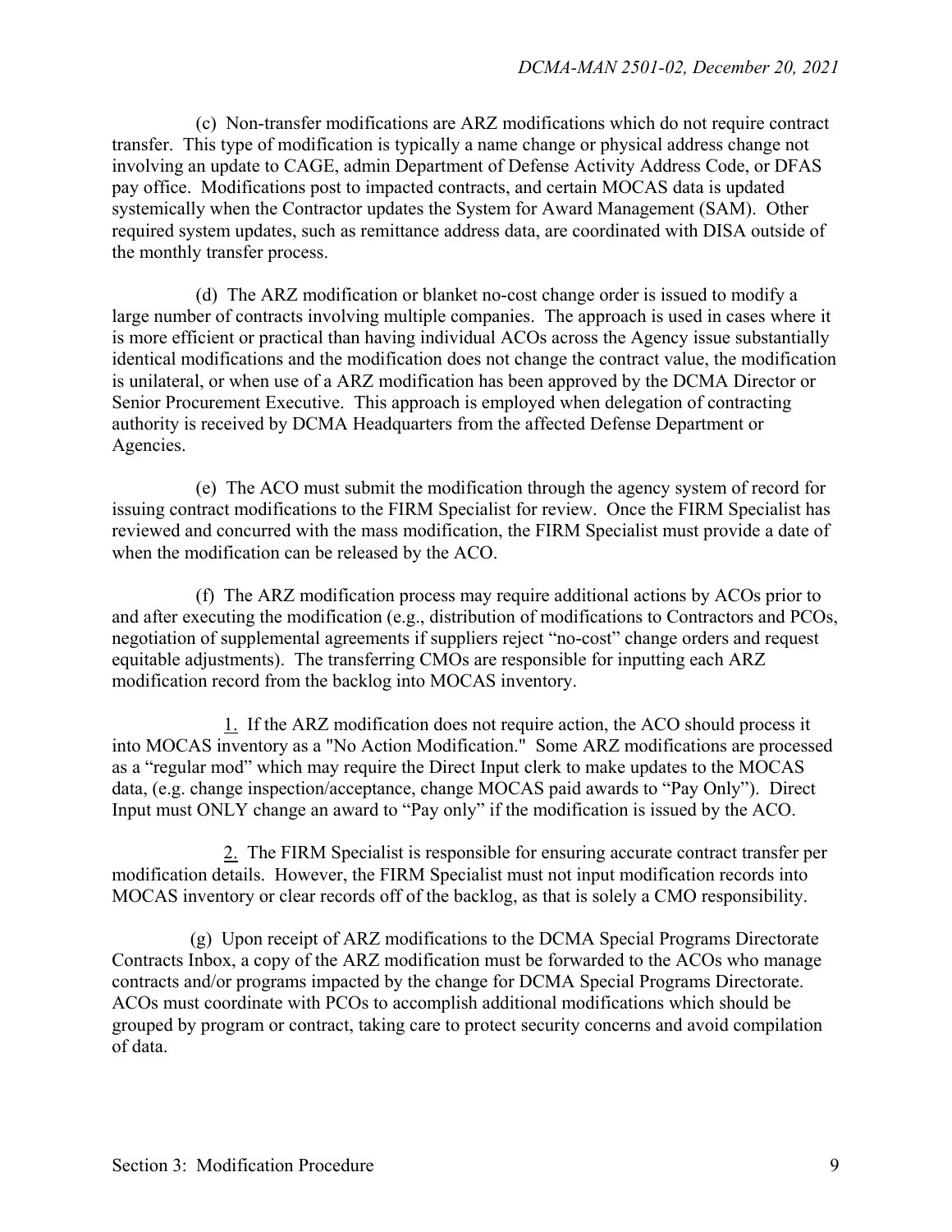(c) Non-transfer modifications are ARZ modifications which do not require contract transfer. This type of modification is typically a name change or physical address change not involving an update to CAGE, admin Department of Defense Activity Address Code, or DFAS pay office. Modifications post to impacted contracts, and certain MOCAS data is updated systemically when the Contractor updates the System for Award Management (SAM). Other required system updates, such as remittance address data, are coordinated with DISA outside of the monthly transfer process.

(d) The ARZ modification or blanket no-cost change order is issued to modify a large number of contracts involving multiple companies. The approach is used in cases where it is more efficient or practical than having individual ACOs across the Agency issue substantially identical modifications and the modification does not change the contract value, the modification is unilateral, or when use of a ARZ modification has been approved by the DCMA Director or Senior Procurement Executive. This approach is employed when delegation of contracting authority is received by DCMA Headquarters from the affected Defense Department or Agencies.

(e) The ACO must submit the modification through the agency system of record for issuing contract modifications to the FIRM Specialist for review. Once the FIRM Specialist has reviewed and concurred with the mass modification, the FIRM Specialist must provide a date of when the modification can be released by the ACO.

(f) The ARZ modification process may require additional actions by ACOs prior to and after executing the modification (e.g., distribution of modifications to Contractors and PCOs, negotiation of supplemental agreements if suppliers reject "no-cost" change orders and request equitable adjustments). The transferring CMOs are responsible for inputting each ARZ modification record from the backlog into MOCAS inventory.

1. If the ARZ modification does not require action, the ACO should process it into MOCAS inventory as a "No Action Modification." Some ARZ modifications are processed as a "regular mod" which may require the Direct Input clerk to make updates to the MOCAS data, (e.g. change inspection/acceptance, change MOCAS paid awards to "Pay Only"). Direct Input must ONLY change an award to "Pay only" if the modification is issued by the ACO.

2. The FIRM Specialist is responsible for ensuring accurate contract transfer per modification details. However, the FIRM Specialist must not input modification records into MOCAS inventory or clear records off of the backlog, as that is solely a CMO responsibility.

(g) Upon receipt of ARZ modifications to the DCMA Special Programs Directorate Contracts Inbox, a copy of the ARZ modification must be forwarded to the ACOs who manage contracts and/or programs impacted by the change for DCMA Special Programs Directorate. ACOs must coordinate with PCOs to accomplish additional modifications which should be grouped by program or contract, taking care to protect security concerns and avoid compilation of data.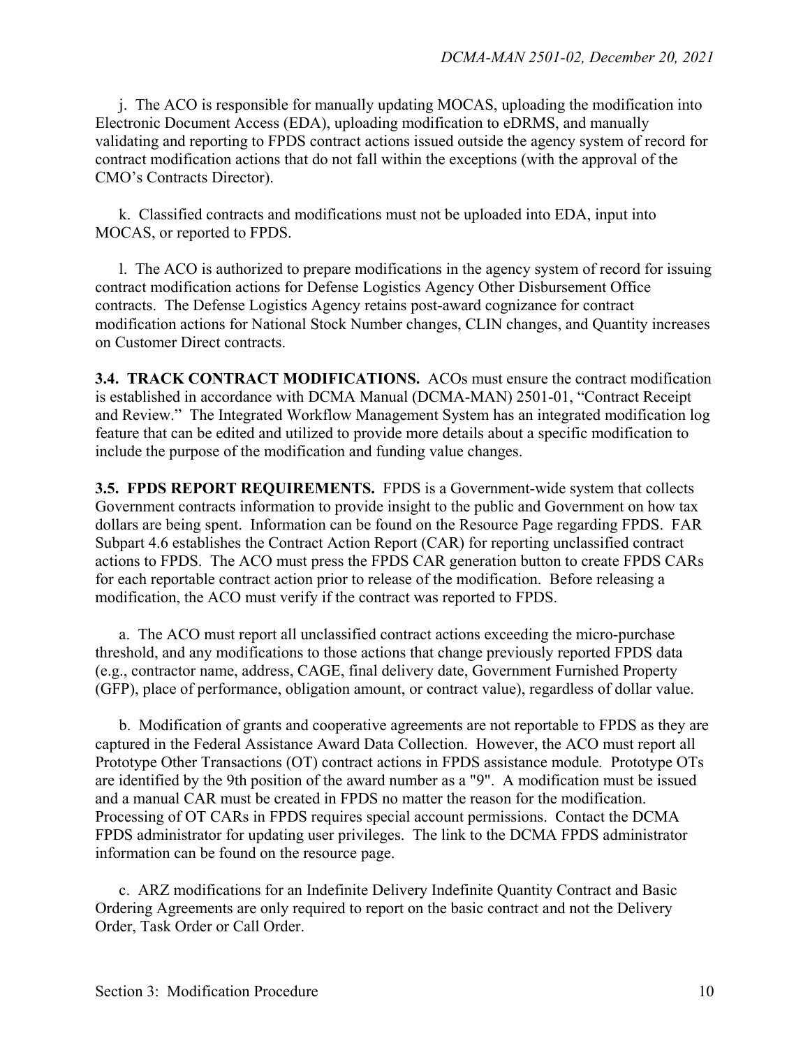j. The ACO is responsible for manually updating MOCAS, uploading the modification into Electronic Document Access (EDA), uploading modification to eDRMS, and manually validating and reporting to FPDS contract actions issued outside the agency system of record for contract modification actions that do not fall within the exceptions (with the approval of the CMO's Contracts Director).

k. Classified contracts and modifications must not be uploaded into EDA, input into MOCAS, or reported to FPDS.

l. The ACO is authorized to prepare modifications in the agency system of record for issuing contract modification actions for Defense Logistics Agency Other Disbursement Office contracts. The Defense Logistics Agency retains post-award cognizance for contract modification actions for National Stock Number changes, CLIN changes, and Quantity increases on Customer Direct contracts.

**3.4. TRACK CONTRACT MODIFICATIONS.** ACOs must ensure the contract modification is established in accordance with DCMA Manual (DCMA-MAN) 2501-01, "Contract Receipt and Review." The Integrated Workflow Management System has an integrated modification log feature that can be edited and utilized to provide more details about a specific modification to include the purpose of the modification and funding value changes.

**3.5. FPDS REPORT REQUIREMENTS.** FPDS is a Government-wide system that collects Government contracts information to provide insight to the public and Government on how tax dollars are being spent. Information can be found on the Resource Page regarding FPDS. FAR Subpart 4.6 establishes the Contract Action Report (CAR) for reporting unclassified contract actions to FPDS. The ACO must press the FPDS CAR generation button to create FPDS CARs for each reportable contract action prior to release of the modification. Before releasing a modification, the ACO must verify if the contract was reported to FPDS.

a. The ACO must report all unclassified contract actions exceeding the micro-purchase threshold, and any modifications to those actions that change previously reported FPDS data (e.g., contractor name, address, CAGE, final delivery date, Government Furnished Property (GFP), place of performance, obligation amount, or contract value), regardless of dollar value.

b. Modification of grants and cooperative agreements are not reportable to FPDS as they are captured in the Federal Assistance Award Data Collection. However, the ACO must report all Prototype Other Transactions (OT) contract actions in FPDS assistance module. Prototype OTs are identified by the 9th position of the award number as a "9". A modification must be issued and a manual CAR must be created in FPDS no matter the reason for the modification. Processing of OT CARs in FPDS requires special account permissions. Contact the DCMA FPDS administrator for updating user privileges. The link to the DCMA FPDS administrator information can be found on the resource page.

c. ARZ modifications for an Indefinite Delivery Indefinite Quantity Contract and Basic Ordering Agreements are only required to report on the basic contract and not the Delivery Order, Task Order or Call Order.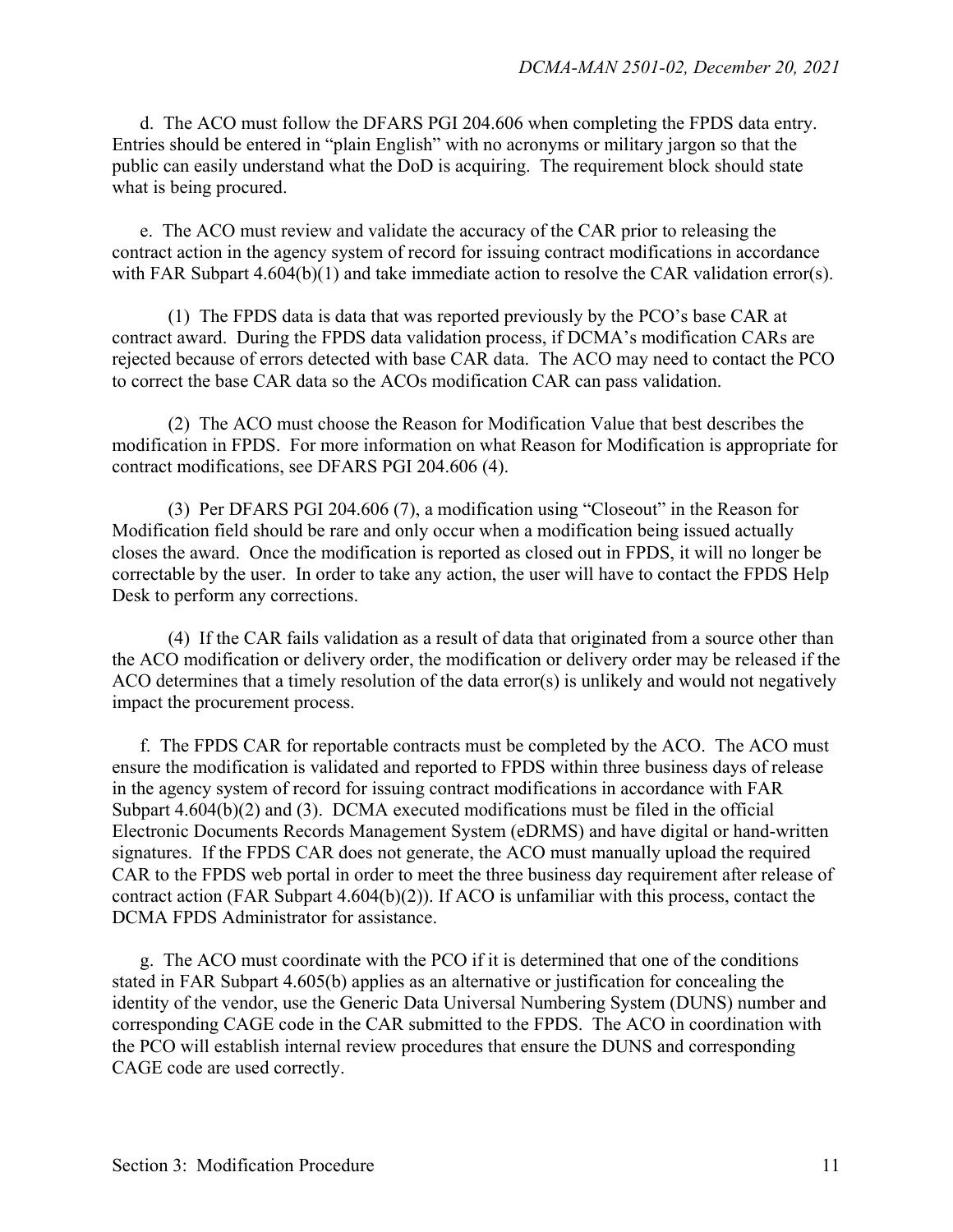d. The ACO must follow the DFARS PGI 204.606 when completing the FPDS data entry. Entries should be entered in "plain English" with no acronyms or military jargon so that the public can easily understand what the DoD is acquiring. The requirement block should state what is being procured.

e. The ACO must review and validate the accuracy of the CAR prior to releasing the contract action in the agency system of record for issuing contract modifications in accordance with FAR Subpart 4.604(b)(1) and take immediate action to resolve the CAR validation error(s).

(1) The FPDS data is data that was reported previously by the PCO's base CAR at contract award. During the FPDS data validation process, if DCMA's modification CARs are rejected because of errors detected with base CAR data. The ACO may need to contact the PCO to correct the base CAR data so the ACOs modification CAR can pass validation.

(2) The ACO must choose the Reason for Modification Value that best describes the modification in FPDS. For more information on what Reason for Modification is appropriate for contract modifications, see DFARS PGI 204.606 (4).

(3) Per DFARS PGI 204.606 (7), a modification using "Closeout" in the Reason for Modification field should be rare and only occur when a modification being issued actually closes the award. Once the modification is reported as closed out in FPDS, it will no longer be correctable by the user. In order to take any action, the user will have to contact the FPDS Help Desk to perform any corrections.

(4) If the CAR fails validation as a result of data that originated from a source other than the ACO modification or delivery order, the modification or delivery order may be released if the ACO determines that a timely resolution of the data error(s) is unlikely and would not negatively impact the procurement process.

f. The FPDS CAR for reportable contracts must be completed by the ACO. The ACO must ensure the modification is validated and reported to FPDS within three business days of release in the agency system of record for issuing contract modifications in accordance with FAR Subpart 4.604(b)(2) and (3). DCMA executed modifications must be filed in the official Electronic Documents Records Management System (eDRMS) and have digital or hand-written signatures. If the FPDS CAR does not generate, the ACO must manually upload the required CAR to the FPDS web portal in order to meet the three business day requirement after release of contract action (FAR Subpart 4.604(b)(2)). If ACO is unfamiliar with this process, contact the DCMA FPDS Administrator for assistance.

g. The ACO must coordinate with the PCO if it is determined that one of the conditions stated in FAR Subpart 4.605(b) applies as an alternative or justification for concealing the identity of the vendor, use the Generic Data Universal Numbering System (DUNS) number and corresponding CAGE code in the CAR submitted to the FPDS. The ACO in coordination with the PCO will establish internal review procedures that ensure the DUNS and corresponding CAGE code are used correctly.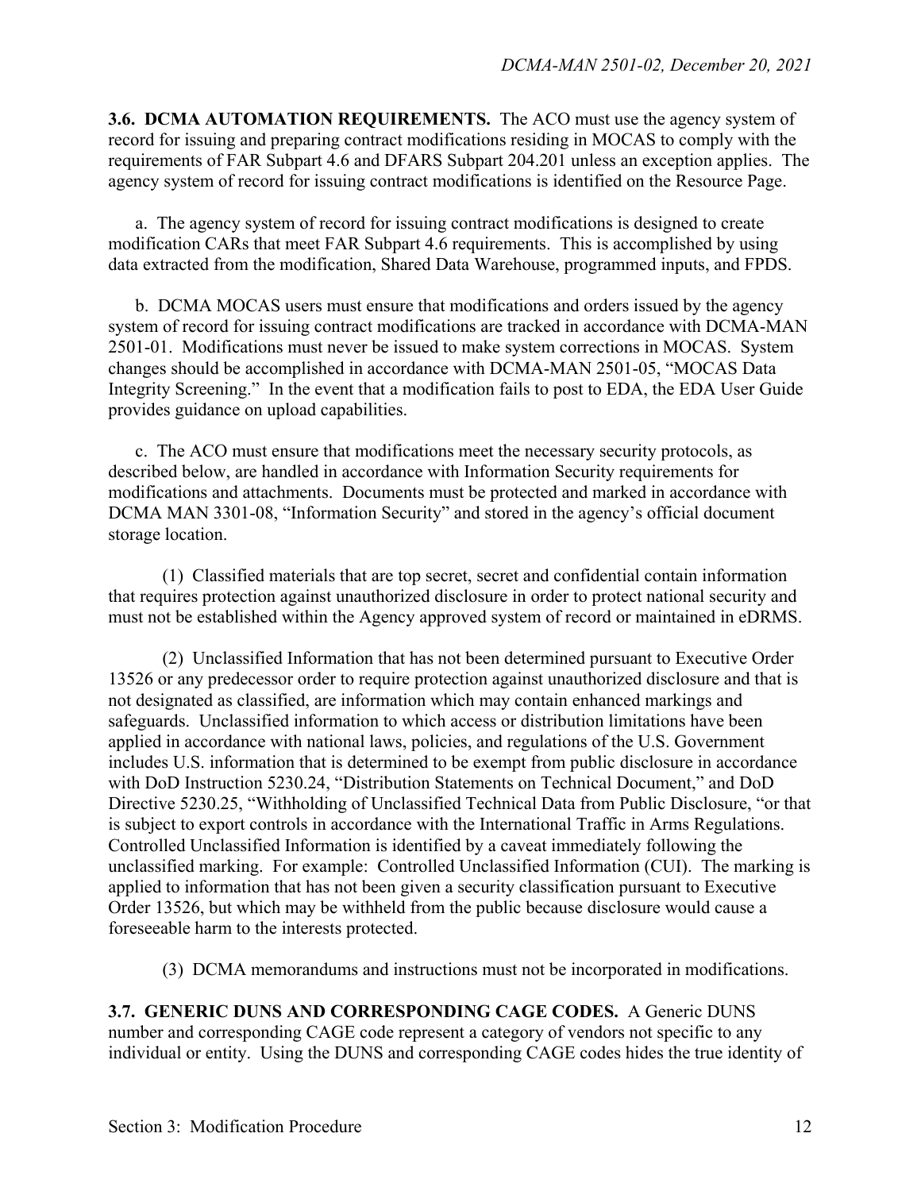**3.6. DCMA AUTOMATION REQUIREMENTS.** The ACO must use the agency system of record for issuing and preparing contract modifications residing in MOCAS to comply with the requirements of FAR Subpart 4.6 and DFARS Subpart 204.201 unless an exception applies. The agency system of record for issuing contract modifications is identified on the Resource Page.

a. The agency system of record for issuing contract modifications is designed to create modification CARs that meet FAR Subpart 4.6 requirements. This is accomplished by using data extracted from the modification, Shared Data Warehouse, programmed inputs, and FPDS.

b. DCMA MOCAS users must ensure that modifications and orders issued by the agency system of record for issuing contract modifications are tracked in accordance with DCMA-MAN 2501-01. Modifications must never be issued to make system corrections in MOCAS. System changes should be accomplished in accordance with DCMA-MAN 2501-05, "MOCAS Data Integrity Screening." In the event that a modification fails to post to EDA, the EDA User Guide provides guidance on upload capabilities.

c. The ACO must ensure that modifications meet the necessary security protocols, as described below, are handled in accordance with Information Security requirements for modifications and attachments. Documents must be protected and marked in accordance with DCMA MAN 3301-08, "Information Security" and stored in the agency's official document storage location.

(1) Classified materials that are top secret, secret and confidential contain information that requires protection against unauthorized disclosure in order to protect national security and must not be established within the Agency approved system of record or maintained in eDRMS.

(2) Unclassified Information that has not been determined pursuant to Executive Order 13526 or any predecessor order to require protection against unauthorized disclosure and that is not designated as classified, are information which may contain enhanced markings and safeguards. Unclassified information to which access or distribution limitations have been applied in accordance with national laws, policies, and regulations of the U.S. Government includes U.S. information that is determined to be exempt from public disclosure in accordance with DoD Instruction 5230.24, "Distribution Statements on Technical Document," and DoD Directive 5230.25, "Withholding of Unclassified Technical Data from Public Disclosure, "or that is subject to export controls in accordance with the International Traffic in Arms Regulations. Controlled Unclassified Information is identified by a caveat immediately following the unclassified marking. For example: Controlled Unclassified Information (CUI). The marking is applied to information that has not been given a security classification pursuant to Executive Order 13526, but which may be withheld from the public because disclosure would cause a foreseeable harm to the interests protected.

(3) DCMA memorandums and instructions must not be incorporated in modifications.

**3.7. GENERIC DUNS AND CORRESPONDING CAGE CODES.** A Generic DUNS number and corresponding CAGE code represent a category of vendors not specific to any individual or entity. Using the DUNS and corresponding CAGE codes hides the true identity of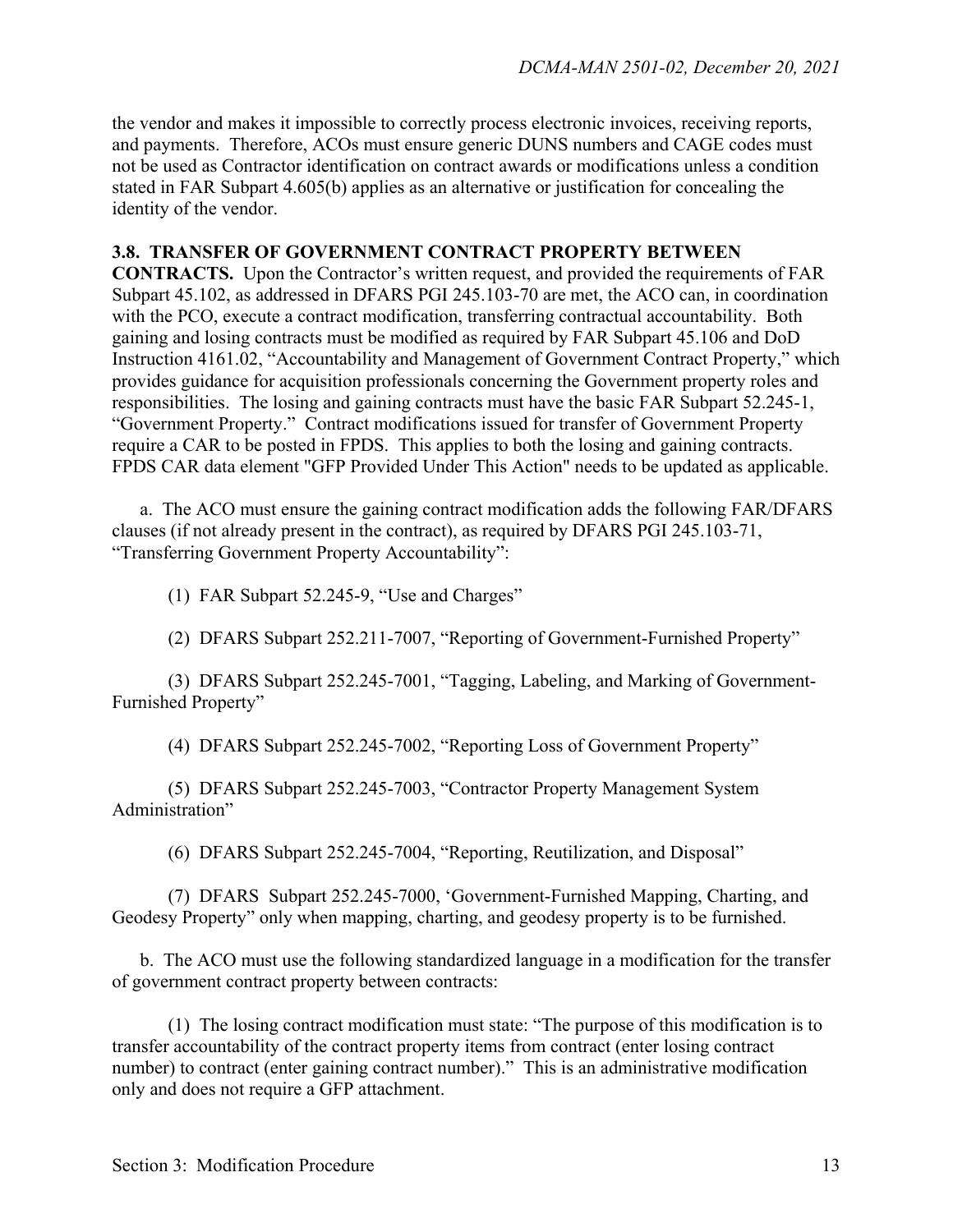the vendor and makes it impossible to correctly process electronic invoices, receiving reports, and payments. Therefore, ACOs must ensure generic DUNS numbers and CAGE codes must not be used as Contractor identification on contract awards or modifications unless a condition stated in FAR Subpart 4.605(b) applies as an alternative or justification for concealing the identity of the vendor.

**3.8. TRANSFER OF GOVERNMENT CONTRACT PROPERTY BETWEEN CONTRACTS.** Upon the Contractor's written request, and provided the requirements of FAR Subpart 45.102, as addressed in DFARS PGI 245.103-70 are met, the ACO can, in coordination with the PCO, execute a contract modification, transferring contractual accountability. Both gaining and losing contracts must be modified as required by FAR Subpart 45.106 and DoD Instruction 4161.02, "Accountability and Management of Government Contract Property," which provides guidance for acquisition professionals concerning the Government property roles and responsibilities. The losing and gaining contracts must have the basic FAR Subpart 52.245-1, "Government Property." Contract modifications issued for transfer of Government Property require a CAR to be posted in FPDS. This applies to both the losing and gaining contracts. FPDS CAR data element "GFP Provided Under This Action" needs to be updated as applicable.

a. The ACO must ensure the gaining contract modification adds the following FAR/DFARS clauses (if not already present in the contract), as required by DFARS PGI 245.103-71, "Transferring Government Property Accountability":

(1) FAR Subpart 52.245-9, "Use and Charges"

(2) DFARS Subpart 252.211-7007, "Reporting of Government-Furnished Property"

(3) DFARS Subpart 252.245-7001, "Tagging, Labeling, and Marking of Government-Furnished Property"

(4) DFARS Subpart 252.245-7002, "Reporting Loss of Government Property"

(5) DFARS Subpart 252.245-7003, "Contractor Property Management System Administration"

(6) DFARS Subpart 252.245-7004, "Reporting, Reutilization, and Disposal"

(7) DFARS Subpart 252.245-7000, 'Government-Furnished Mapping, Charting, and Geodesy Property" only when mapping, charting, and geodesy property is to be furnished.

b. The ACO must use the following standardized language in a modification for the transfer of government contract property between contracts:

(1) The losing contract modification must state: "The purpose of this modification is to transfer accountability of the contract property items from contract (enter losing contract number) to contract (enter gaining contract number)." This is an administrative modification only and does not require a GFP attachment.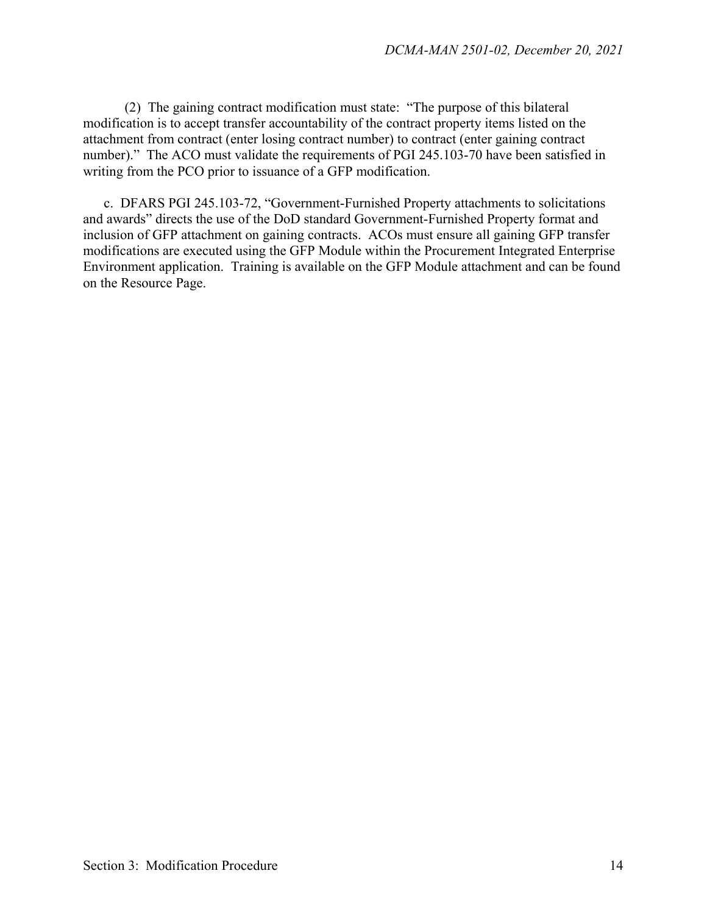(2) The gaining contract modification must state: "The purpose of this bilateral modification is to accept transfer accountability of the contract property items listed on the attachment from contract (enter losing contract number) to contract (enter gaining contract number)." The ACO must validate the requirements of PGI 245.103-70 have been satisfied in writing from the PCO prior to issuance of a GFP modification.

c. DFARS PGI 245.103-72, "Government-Furnished Property attachments to solicitations and awards" directs the use of the DoD standard Government-Furnished Property format and inclusion of GFP attachment on gaining contracts. ACOs must ensure all gaining GFP transfer modifications are executed using the GFP Module within the Procurement Integrated Enterprise Environment application. Training is available on the GFP Module attachment and can be found on the Resource Page.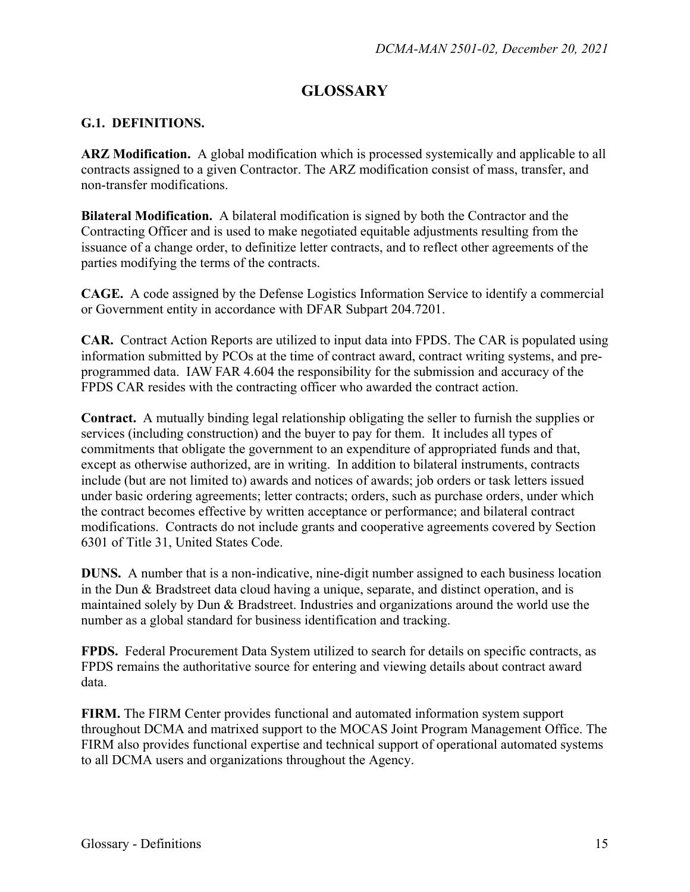# GLOSSARY

## G.1. DEFINITIONS.

**ARZ Modification.** A global modification which is processed systemically and applicable to all contracts assigned to a given Contractor. The ARZ modification consist of mass, transfer, and non-transfer modifications.

**Bilateral Modification.** A bilateral modification is signed by both the Contractor and the Contracting Officer and is used to make negotiated equitable adjustments resulting from the issuance of a change order, to definitize letter contracts, and to reflect other agreements of the parties modifying the terms of the contracts.

**CAGE.** A code assigned by the Defense Logistics Information Service to identify a commercial or Government entity in accordance with DFAR Subpart 204.7201.

**CAR.** Contract Action Reports are utilized to input data into FPDS. The CAR is populated using information submitted by PCOs at the time of contract award, contract writing systems, and pre-programmed data. IAW FAR 4.604 the responsibility for the submission and accuracy of the FPDS CAR resides with the contracting officer who awarded the contract action.

**Contract.** A mutually binding legal relationship obligating the seller to furnish the supplies or services (including construction) and the buyer to pay for them. It includes all types of commitments that obligate the government to an expenditure of appropriated funds and that, except as otherwise authorized, are in writing. In addition to bilateral instruments, contracts include (but are not limited to) awards and notices of awards; job orders or task letters issued under basic ordering agreements; letter contracts; orders, such as purchase orders, under which the contract becomes effective by written acceptance or performance; and bilateral contract modifications. Contracts do not include grants and cooperative agreements covered by Section 6301 of Title 31, United States Code.

**DUNS.** A number that is a non-indicative, nine-digit number assigned to each business location in the Dun & Bradstreet data cloud having a unique, separate, and distinct operation, and is maintained solely by Dun & Bradstreet. Industries and organizations around the world use the number as a global standard for business identification and tracking.

**FPDS.** Federal Procurement Data System utilized to search for details on specific contracts, as FPDS remains the authoritative source for entering and viewing details about contract award data.

**FIRM.** The FIRM Center provides functional and automated information system support throughout DCMA and matrixed support to the MOCAS Joint Program Management Office. The FIRM also provides functional expertise and technical support of operational automated systems to all DCMA users and organizations throughout the Agency.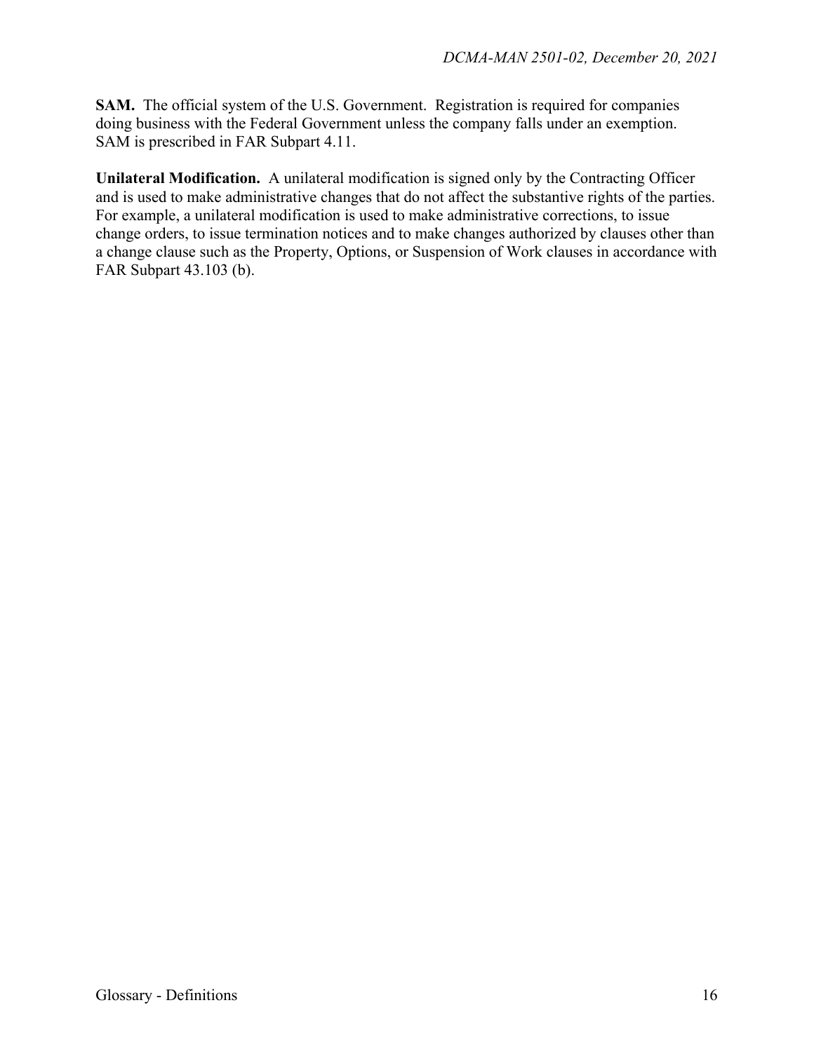**SAM.** The official system of the U.S. Government. Registration is required for companies doing business with the Federal Government unless the company falls under an exemption. SAM is prescribed in FAR Subpart 4.11.

**Unilateral Modification.** A unilateral modification is signed only by the Contracting Officer and is used to make administrative changes that do not affect the substantive rights of the parties. For example, a unilateral modification is used to make administrative corrections, to issue change orders, to issue termination notices and to make changes authorized by clauses other than a change clause such as the Property, Options, or Suspension of Work clauses in accordance with FAR Subpart 43.103 (b).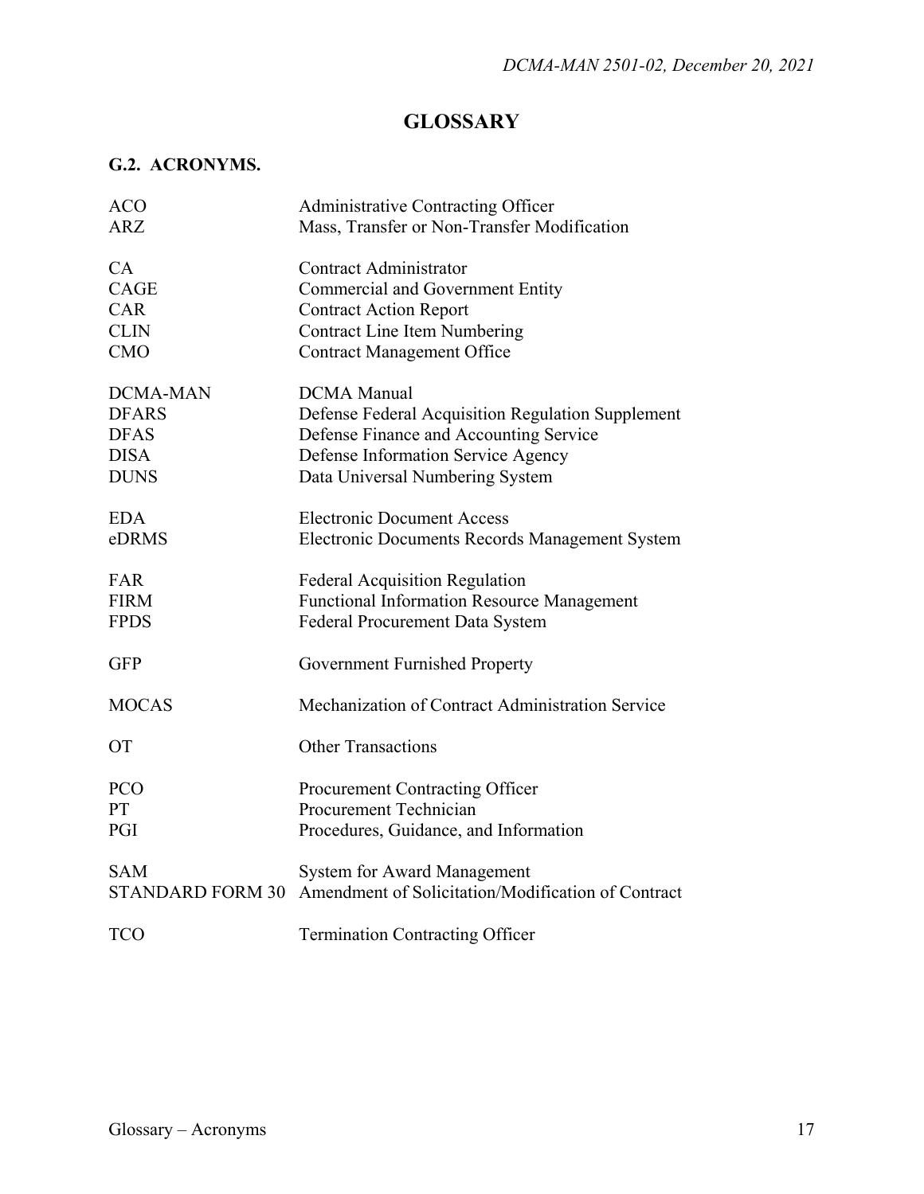# GLOSSARY

## G.2. ACRONYMS.

| | |
|---|---|
| ACO | Administrative Contracting Officer |
| ARZ | Mass, Transfer or Non-Transfer Modification |
| CA | Contract Administrator |
| CAGE | Commercial and Government Entity |
| CAR | Contract Action Report |
| CLIN | Contract Line Item Numbering |
| CMO | Contract Management Office |
| DCMA-MAN | DCMA Manual |
| DFARS | Defense Federal Acquisition Regulation Supplement |
| DFAS | Defense Finance and Accounting Service |
| DISA | Defense Information Service Agency |
| DUNS | Data Universal Numbering System |
| EDA | Electronic Document Access |
| eDRMS | Electronic Documents Records Management System |
| FAR | Federal Acquisition Regulation |
| FIRM | Functional Information Resource Management |
| FPDS | Federal Procurement Data System |
| GFP | Government Furnished Property |
| MOCAS | Mechanization of Contract Administration Service |
| OT | Other Transactions |
| PCO | Procurement Contracting Officer |
| PT | Procurement Technician |
| PGI | Procedures, Guidance, and Information |
| SAM | System for Award Management |
| STANDARD FORM 30 | Amendment of Solicitation/Modification of Contract |
| TCO | Termination Contracting Officer |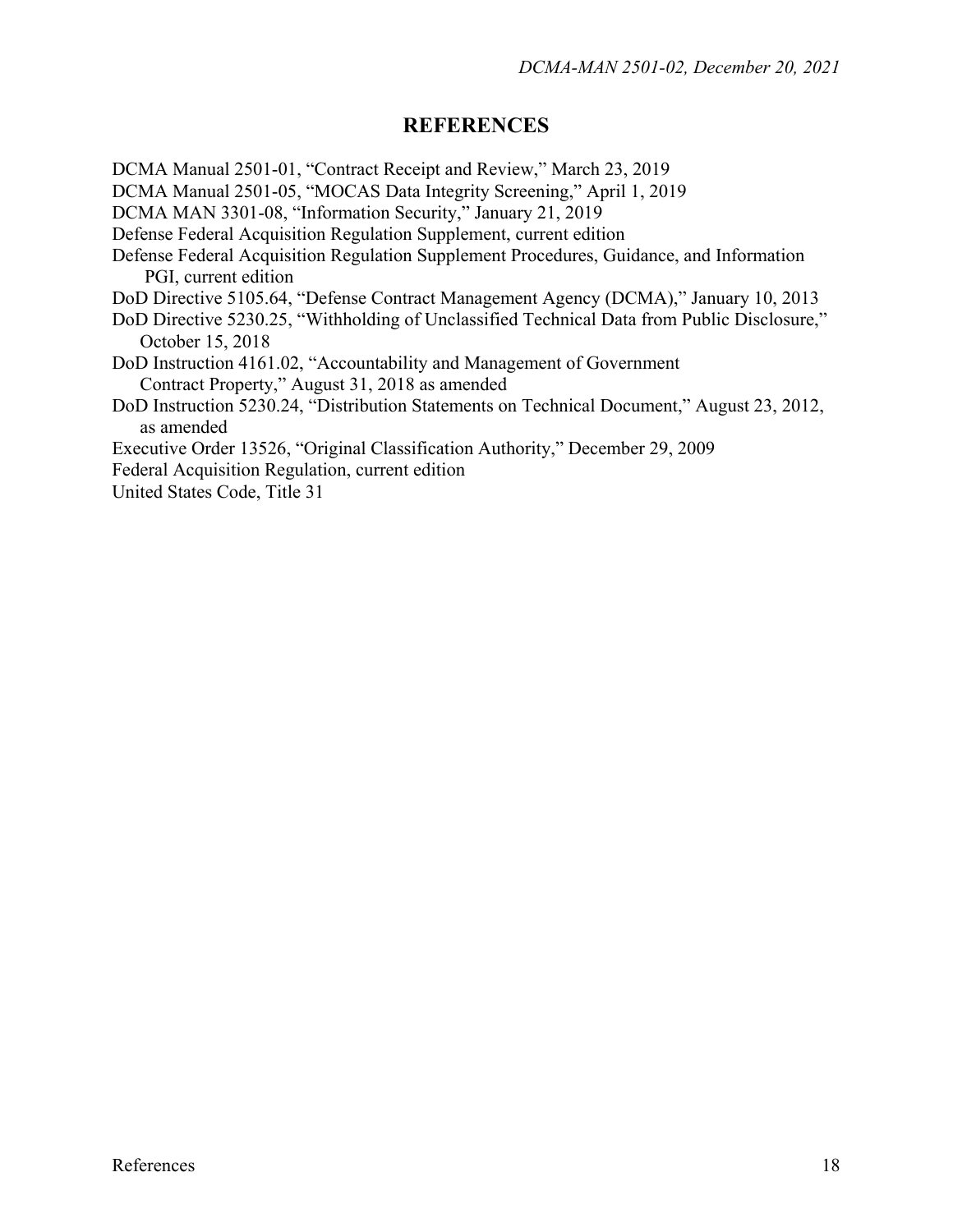# REFERENCES

DCMA Manual 2501-01, "Contract Receipt and Review," March 23, 2019
DCMA Manual 2501-05, "MOCAS Data Integrity Screening," April 1, 2019
DCMA MAN 3301-08, "Information Security," January 21, 2019
Defense Federal Acquisition Regulation Supplement, current edition
Defense Federal Acquisition Regulation Supplement Procedures, Guidance, and Information PGI, current edition
DoD Directive 5105.64, "Defense Contract Management Agency (DCMA)," January 10, 2013
DoD Directive 5230.25, "Withholding of Unclassified Technical Data from Public Disclosure," October 15, 2018
DoD Instruction 4161.02, "Accountability and Management of Government Contract Property," August 31, 2018 as amended
DoD Instruction 5230.24, "Distribution Statements on Technical Document," August 23, 2012, as amended
Executive Order 13526, "Original Classification Authority," December 29, 2009
Federal Acquisition Regulation, current edition
United States Code, Title 31